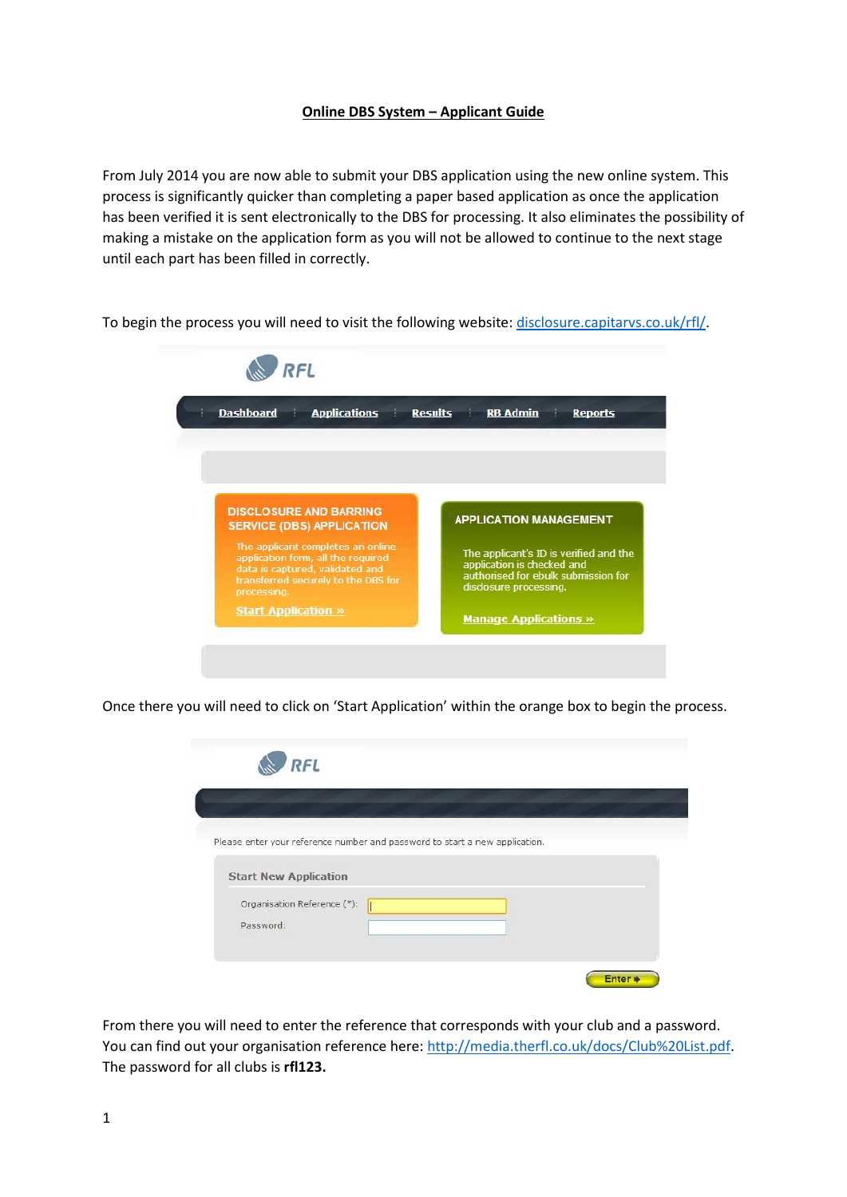# Online DBS System – Applicant Guide

From July 2014 you are now able to submit your DBS application using the new online system. This process is significantly quicker than completing a paper based application as once the application has been verified it is sent electronically to the DBS for processing. It also eliminates the possibility of making a mistake on the application form as you will not be allowed to continue to the next stage until each part has been filled in correctly.

To begin the process you will need to visit the following website: [disclosure.capitarvs.co.uk/rfl/](disclosure.capitarvs.co.uk/rfl/).

Once there you will need to click on 'Start Application' within the orange box to begin the process.

From there you will need to enter the reference that corresponds with your club and a password. You can find out your organisation reference here: [http://media.therfl.co.uk/docs/Club%20List.pdf](http://media.therfl.co.uk/docs/Club%20List.pdf). The password for all clubs is **rfl123.**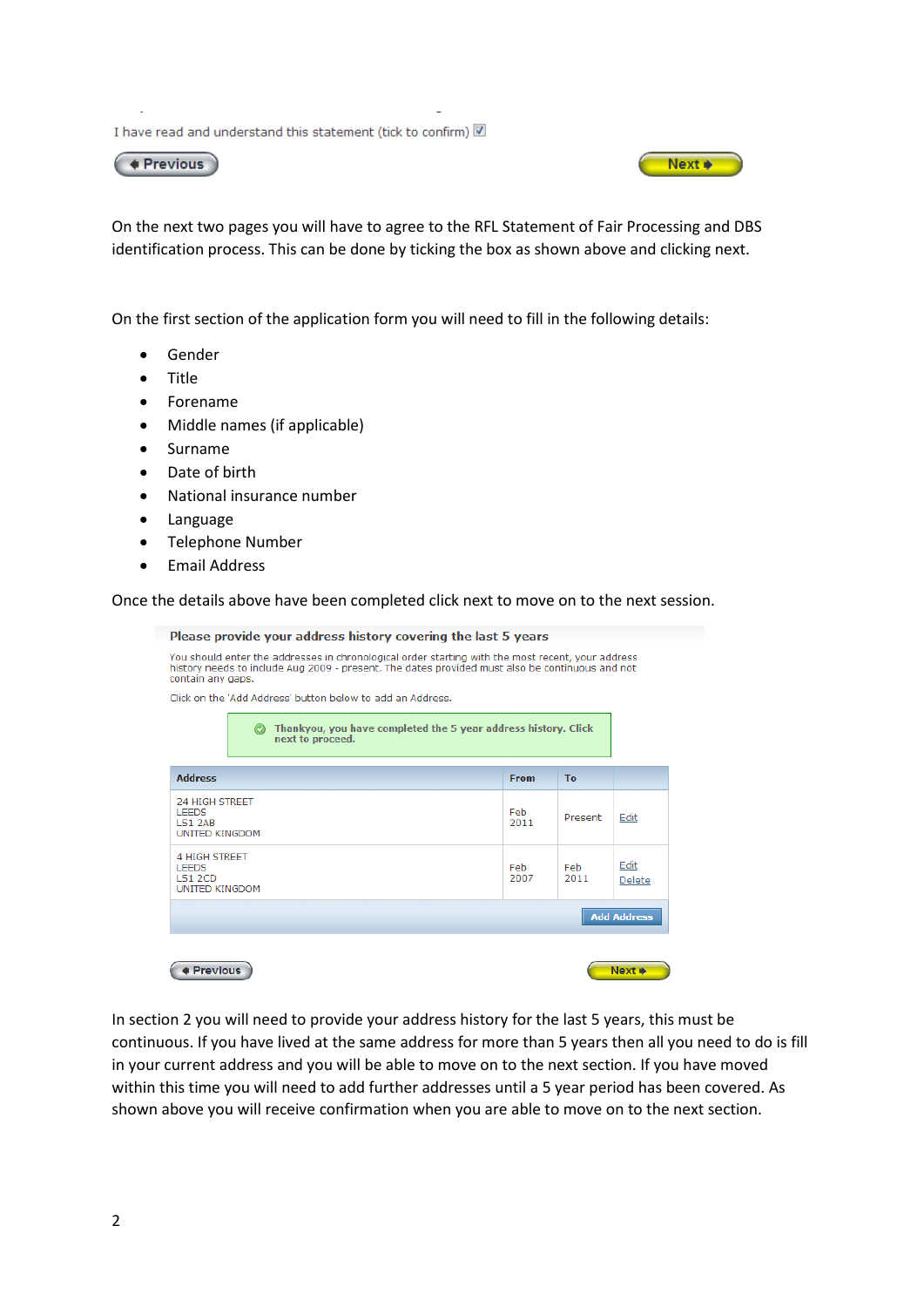I have read and understand this statement (tick to confirm) ☑

Previous Next

On the next two pages you will have to agree to the RFL Statement of Fair Processing and DBS identification process. This can be done by ticking the box as shown above and clicking next.

On the first section of the application form you will need to fill in the following details:

- Gender
- Title
- Forename
- Middle names (if applicable)
- Surname
- Date of birth
- National insurance number
- Language
- Telephone Number
- Email Address

Once the details above have been completed click next to move on to the next session.

**Please provide your address history covering the last 5 years**

You should enter the addresses in chronological order starting with the most recent, your address history needs to include Aug 2009 - present. The dates provided must also be continuous and not contain any gaps.

Click on the 'Add Address' button below to add an Address.

Thankyou, you have completed the 5 year address history. Click next to proceed.

| Address | From | To | |
|---|---|---|---|
| 24 HIGH STREET LEEDS LS1 2AB UNITED KINGDOM | Feb 2011 | Present | Edit |
| 4 HIGH STREET LEEDS LS1 2CD UNITED KINGDOM | Feb 2007 | Feb 2011 | Edit Delete |

Add Address

Previous Next

In section 2 you will need to provide your address history for the last 5 years, this must be continuous. If you have lived at the same address for more than 5 years then all you need to do is fill in your current address and you will be able to move on to the next section. If you have moved within this time you will need to add further addresses until a 5 year period has been covered. As shown above you will receive confirmation when you are able to move on to the next section.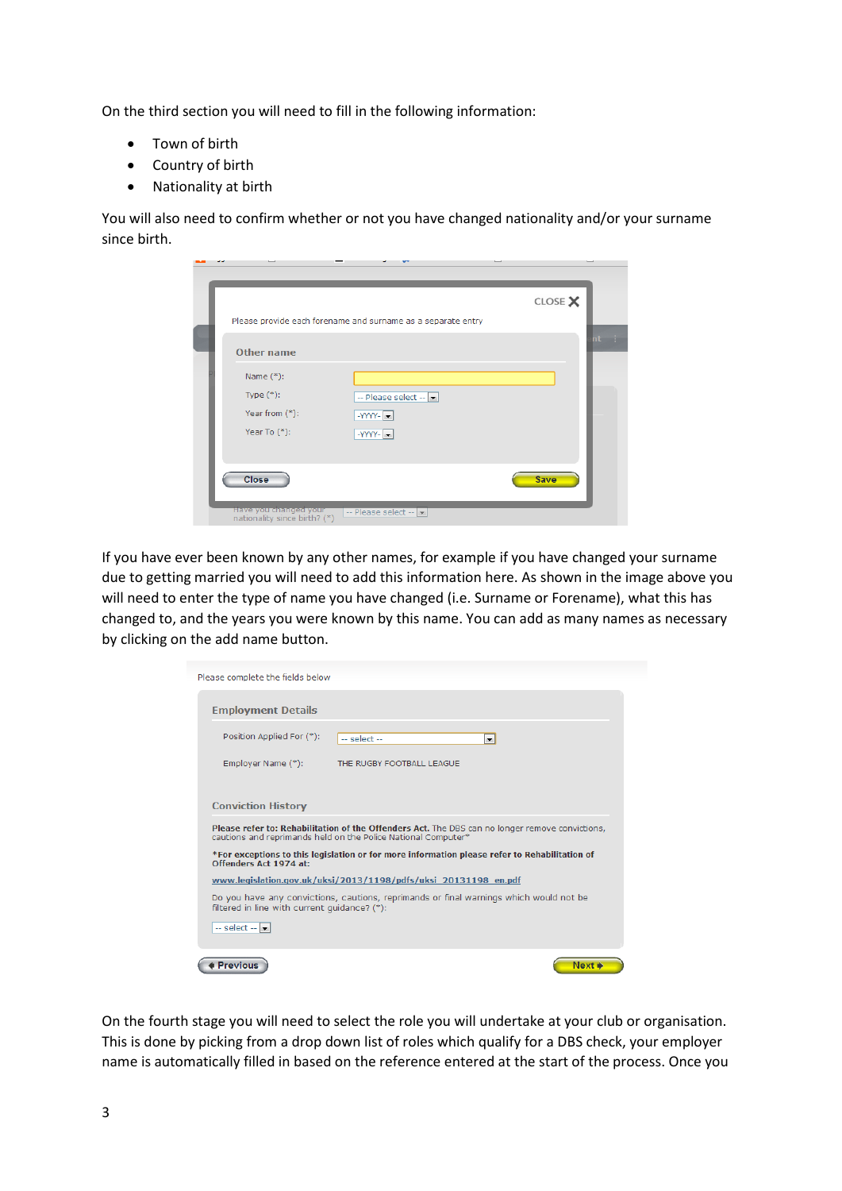On the third section you will need to fill in the following information:

- Town of birth
- Country of birth
- Nationality at birth

You will also need to confirm whether or not you have changed nationality and/or your surname since birth.

CLOSE ✕

Please provide each forename and surname as a separate entry

**Other name**

Name (*):

Type (*): -- Please select --

Year from (*): -YYYY-

Year To (*): -YYYY-

Close | Save

Have you changed your nationality since birth? (*) -- Please select --

If you have ever been known by any other names, for example if you have changed your surname due to getting married you will need to add this information here. As shown in the image above you will need to enter the type of name you have changed (i.e. Surname or Forename), what this has changed to, and the years you were known by this name. You can add as many names as necessary by clicking on the add name button.

Please complete the fields below

**Employment Details**

Position Applied For (*): -- select --

Employer Name (*): THE RUGBY FOOTBALL LEAGUE

**Conviction History**

**Please refer to: Rehabilitation of the Offenders Act.** The DBS can no longer remove convictions, cautions and reprimands held on the Police National Computer*

***For exceptions to this legislation or for more information please refer to Rehabilitation of Offenders Act 1974 at:**

www.legislation.gov.uk/uksi/2013/1198/pdfs/uksi_20131198_en.pdf

Do you have any convictions, cautions, reprimands or final warnings which would not be filtered in line with current guidance? (*):

-- select --

◂ Previous | Next ▸

On the fourth stage you will need to select the role you will undertake at your club or organisation. This is done by picking from a drop down list of roles which qualify for a DBS check, your employer name is automatically filled in based on the reference entered at the start of the process. Once you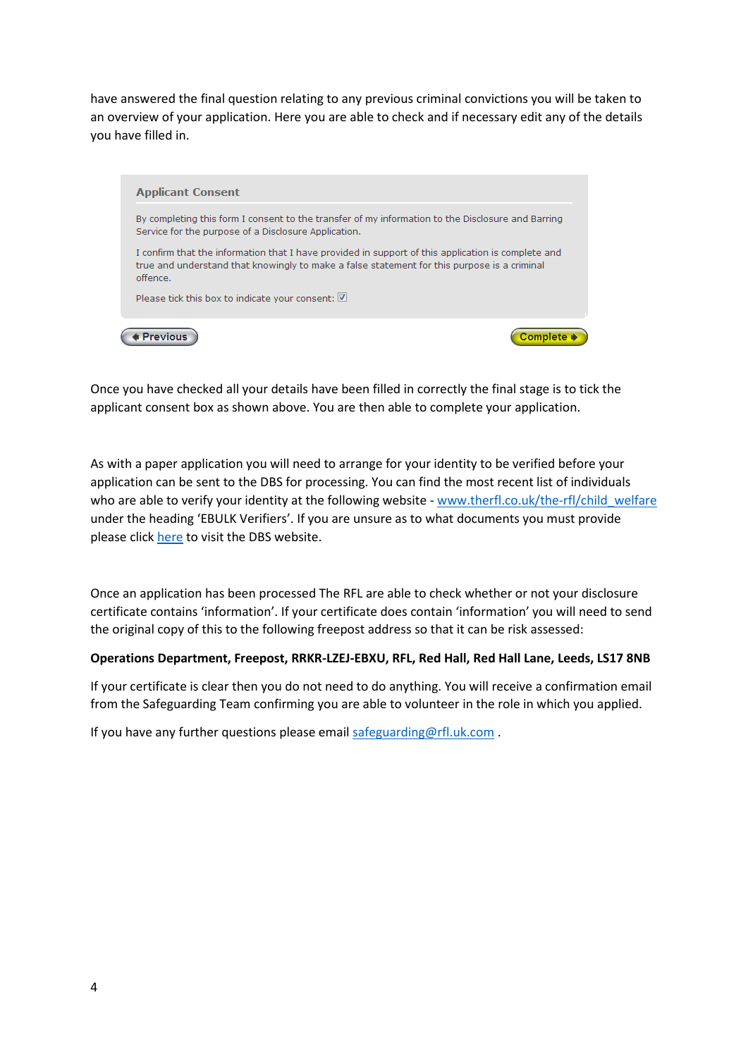have answered the final question relating to any previous criminal convictions you will be taken to an overview of your application. Here you are able to check and if necessary edit any of the details you have filled in.

**Applicant Consent**

By completing this form I consent to the transfer of my information to the Disclosure and Barring Service for the purpose of a Disclosure Application.

I confirm that the information that I have provided in support of this application is complete and true and understand that knowingly to make a false statement for this purpose is a criminal offence.

Please tick this box to indicate your consent: ☑

Previous Complete

Once you have checked all your details have been filled in correctly the final stage is to tick the applicant consent box as shown above. You are then able to complete your application.

As with a paper application you will need to arrange for your identity to be verified before your application can be sent to the DBS for processing. You can find the most recent list of individuals who are able to verify your identity at the following website - [www.therfl.co.uk/the-rfl/child_welfare](http://www.therfl.co.uk/the-rfl/child_welfare) under the heading 'EBULK Verifiers'. If you are unsure as to what documents you must provide please click here to visit the DBS website.

Once an application has been processed The RFL are able to check whether or not your disclosure certificate contains 'information'. If your certificate does contain 'information' you will need to send the original copy of this to the following freepost address so that it can be risk assessed:

**Operations Department, Freepost, RRKR-LZEJ-EBXU, RFL, Red Hall, Red Hall Lane, Leeds, LS17 8NB**

If your certificate is clear then you do not need to do anything. You will receive a confirmation email from the Safeguarding Team confirming you are able to volunteer in the role in which you applied.

If you have any further questions please email [safeguarding@rfl.uk.com](mailto:safeguarding@rfl.uk.com) .